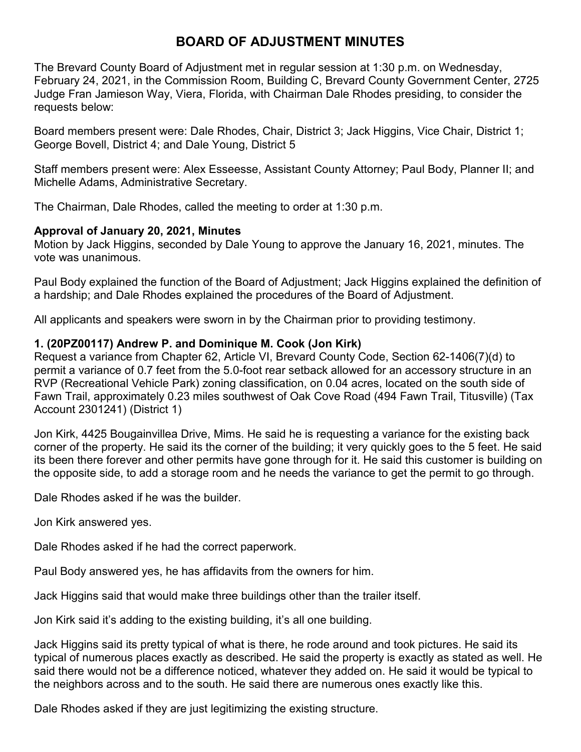# BOARD OF ADJUSTMENT MINUTES

The Brevard County Board of Adjustment met in regular session at 1:30 p.m. on Wednesday, February 24, 2021, in the Commission Room, Building C, Brevard County Government Center, 2725 Judge Fran Jamieson Way, Viera, Florida, with Chairman Dale Rhodes presiding, to consider the requests below:

Board members present were: Dale Rhodes, Chair, District 3; Jack Higgins, Vice Chair, District 1; George Bovell, District 4; and Dale Young, District 5

Staff members present were: Alex Esseesse, Assistant County Attorney; Paul Body, Planner II; and Michelle Adams, Administrative Secretary.

The Chairman, Dale Rhodes, called the meeting to order at 1:30 p.m.

**Approval of January 20, 2021, Minutes**

Motion by Jack Higgins, seconded by Dale Young to approve the January 16, 2021, minutes. The vote was unanimous.

Paul Body explained the function of the Board of Adjustment; Jack Higgins explained the definition of a hardship; and Dale Rhodes explained the procedures of the Board of Adjustment.

All applicants and speakers were sworn in by the Chairman prior to providing testimony.

**1. (20PZ00117) Andrew P. and Dominique M. Cook (Jon Kirk)**

Request a variance from Chapter 62, Article VI, Brevard County Code, Section 62-1406(7)(d) to permit a variance of 0.7 feet from the 5.0-foot rear setback allowed for an accessory structure in an RVP (Recreational Vehicle Park) zoning classification, on 0.04 acres, located on the south side of Fawn Trail, approximately 0.23 miles southwest of Oak Cove Road (494 Fawn Trail, Titusville) (Tax Account 2301241) (District 1)

Jon Kirk, 4425 Bougainvillea Drive, Mims. He said he is requesting a variance for the existing back corner of the property. He said its the corner of the building; it very quickly goes to the 5 feet. He said its been there forever and other permits have gone through for it. He said this customer is building on the opposite side, to add a storage room and he needs the variance to get the permit to go through.

Dale Rhodes asked if he was the builder.

Jon Kirk answered yes.

Dale Rhodes asked if he had the correct paperwork.

Paul Body answered yes, he has affidavits from the owners for him.

Jack Higgins said that would make three buildings other than the trailer itself.

Jon Kirk said it's adding to the existing building, it's all one building.

Jack Higgins said its pretty typical of what is there, he rode around and took pictures. He said its typical of numerous places exactly as described. He said the property is exactly as stated as well. He said there would not be a difference noticed, whatever they added on. He said it would be typical to the neighbors across and to the south. He said there are numerous ones exactly like this.

Dale Rhodes asked if they are just legitimizing the existing structure.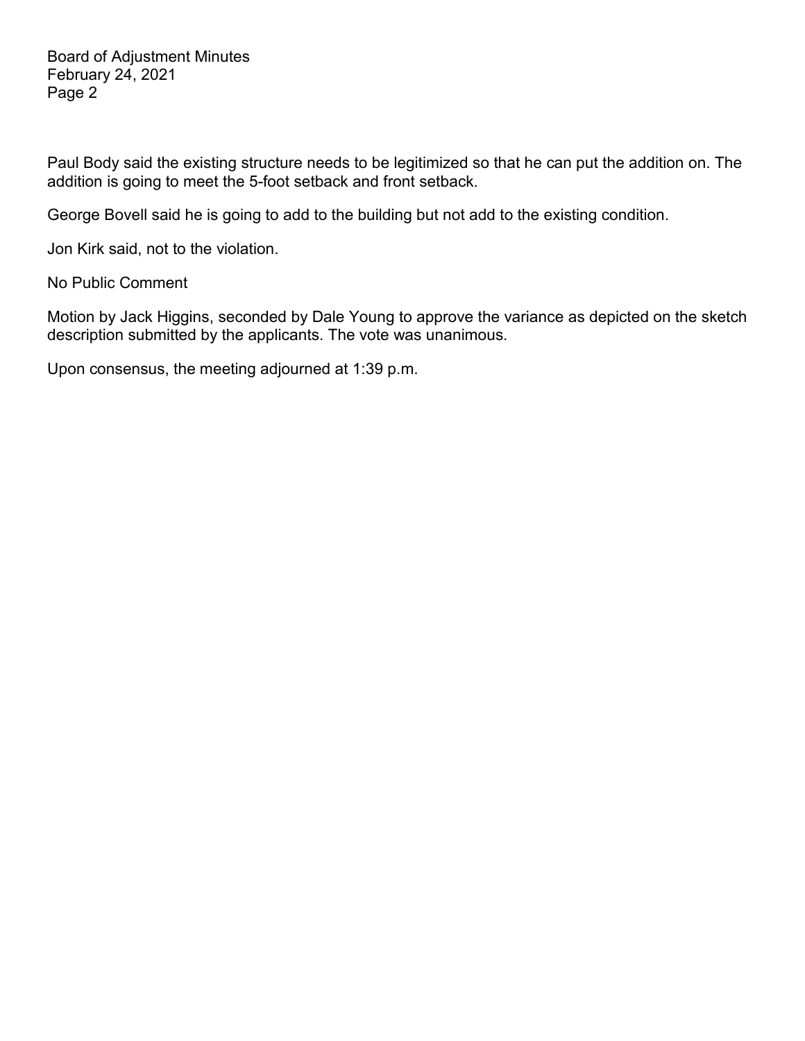Paul Body said the existing structure needs to be legitimized so that he can put the addition on. The addition is going to meet the 5-foot setback and front setback.

George Bovell said he is going to add to the building but not add to the existing condition.

Jon Kirk said, not to the violation.

No Public Comment

Motion by Jack Higgins, seconded by Dale Young to approve the variance as depicted on the sketch description submitted by the applicants. The vote was unanimous.

Upon consensus, the meeting adjourned at 1:39 p.m.